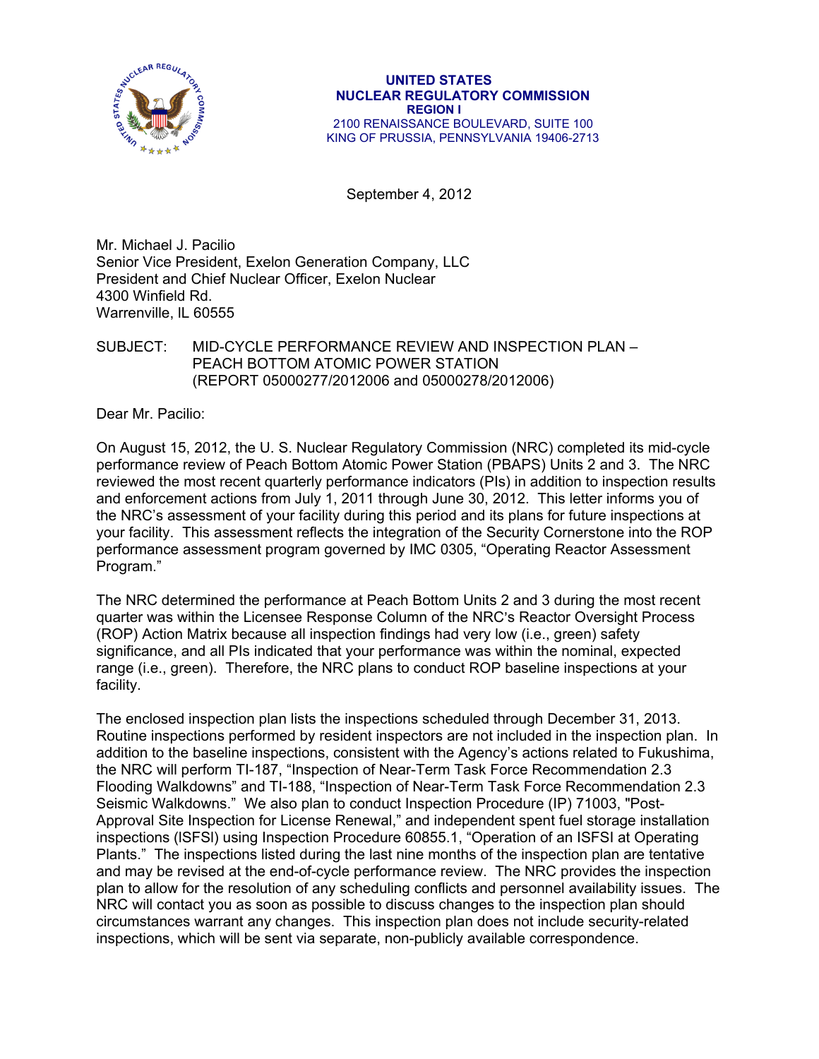UNITED STATES
**NUCLEAR REGULATORY COMMISSION**
**REGION I**
2100 RENAISSANCE BOULEVARD, SUITE 100
KING OF PRUSSIA, PENNSYLVANIA 19406-2713

September 4, 2012

Mr. Michael J. Pacilio
Senior Vice President, Exelon Generation Company, LLC
President and Chief Nuclear Officer, Exelon Nuclear
4300 Winfield Rd.
Warrenville, IL 60555

SUBJECT: MID-CYCLE PERFORMANCE REVIEW AND INSPECTION PLAN – PEACH BOTTOM ATOMIC POWER STATION (REPORT 05000277/2012006 and 05000278/2012006)

Dear Mr. Pacilio:

On August 15, 2012, the U. S. Nuclear Regulatory Commission (NRC) completed its mid-cycle performance review of Peach Bottom Atomic Power Station (PBAPS) Units 2 and 3. The NRC reviewed the most recent quarterly performance indicators (PIs) in addition to inspection results and enforcement actions from July 1, 2011 through June 30, 2012. This letter informs you of the NRC's assessment of your facility during this period and its plans for future inspections at your facility. This assessment reflects the integration of the Security Cornerstone into the ROP performance assessment program governed by IMC 0305, "Operating Reactor Assessment Program."

The NRC determined the performance at Peach Bottom Units 2 and 3 during the most recent quarter was within the Licensee Response Column of the NRC's Reactor Oversight Process (ROP) Action Matrix because all inspection findings had very low (i.e., green) safety significance, and all PIs indicated that your performance was within the nominal, expected range (i.e., green). Therefore, the NRC plans to conduct ROP baseline inspections at your facility.

The enclosed inspection plan lists the inspections scheduled through December 31, 2013. Routine inspections performed by resident inspectors are not included in the inspection plan. In addition to the baseline inspections, consistent with the Agency's actions related to Fukushima, the NRC will perform TI-187, "Inspection of Near-Term Task Force Recommendation 2.3 Flooding Walkdowns" and TI-188, "Inspection of Near-Term Task Force Recommendation 2.3 Seismic Walkdowns." We also plan to conduct Inspection Procedure (IP) 71003, "Post-Approval Site Inspection for License Renewal," and independent spent fuel storage installation inspections (ISFSI) using Inspection Procedure 60855.1, "Operation of an ISFSI at Operating Plants." The inspections listed during the last nine months of the inspection plan are tentative and may be revised at the end-of-cycle performance review. The NRC provides the inspection plan to allow for the resolution of any scheduling conflicts and personnel availability issues. The NRC will contact you as soon as possible to discuss changes to the inspection plan should circumstances warrant any changes. This inspection plan does not include security-related inspections, which will be sent via separate, non-publicly available correspondence.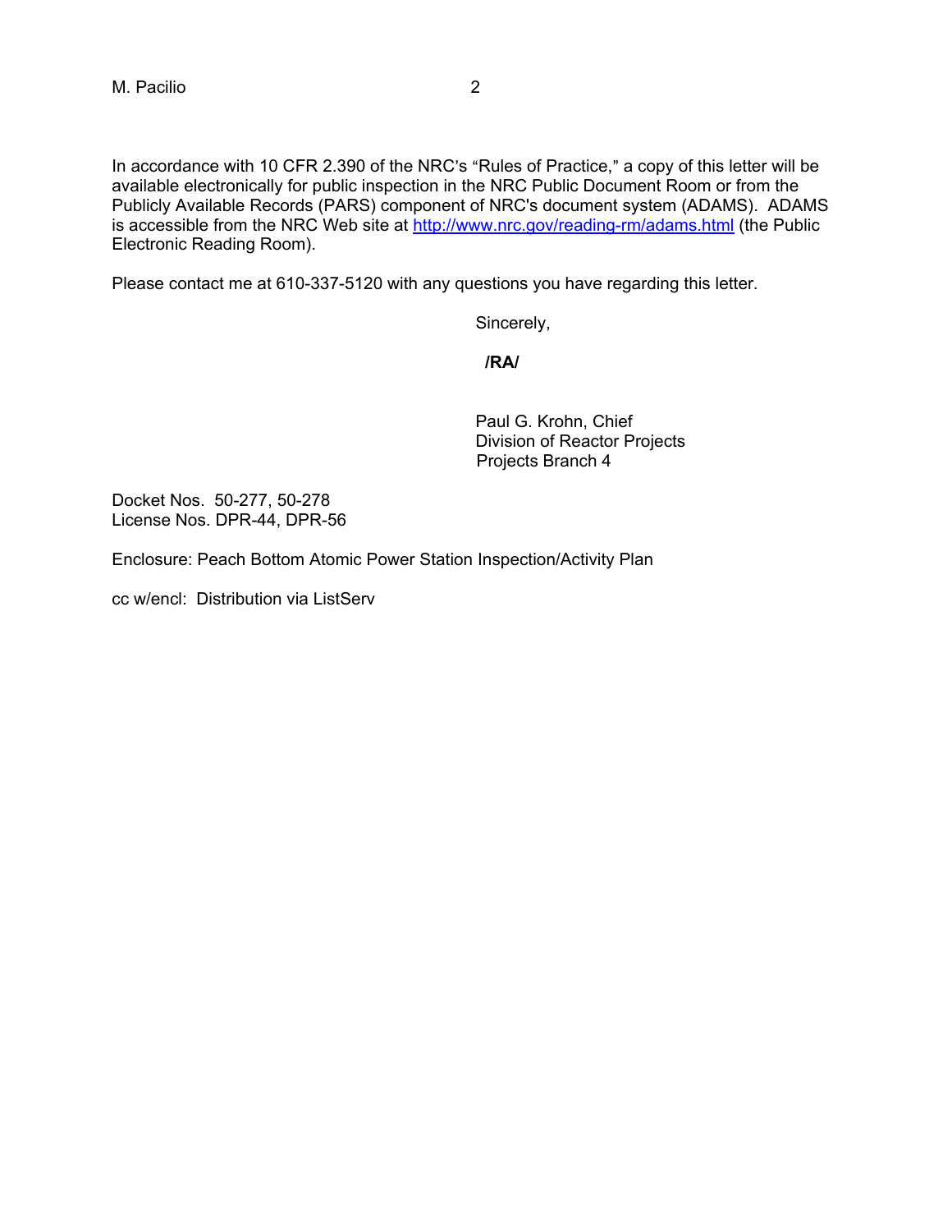In accordance with 10 CFR 2.390 of the NRC's "Rules of Practice," a copy of this letter will be available electronically for public inspection in the NRC Public Document Room or from the Publicly Available Records (PARS) component of NRC's document system (ADAMS). ADAMS is accessible from the NRC Web site at http://www.nrc.gov/reading-rm/adams.html (the Public Electronic Reading Room).

Please contact me at 610-337-5120 with any questions you have regarding this letter.

Sincerely,

**/RA/**

Paul G. Krohn, Chief
Division of Reactor Projects
Projects Branch 4

Docket Nos. 50-277, 50-278
License Nos. DPR-44, DPR-56

Enclosure: Peach Bottom Atomic Power Station Inspection/Activity Plan

cc w/encl: Distribution via ListServ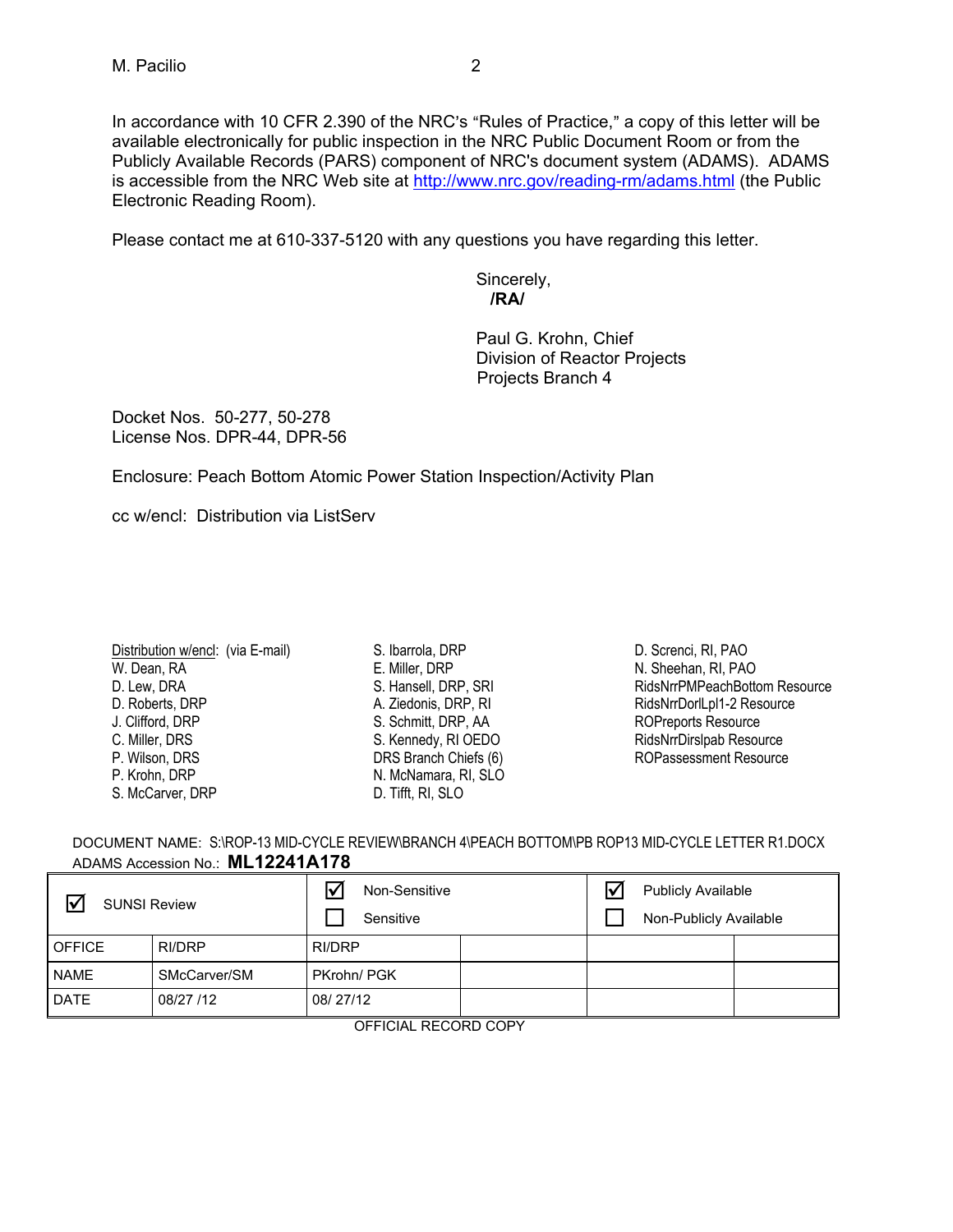In accordance with 10 CFR 2.390 of the NRC's "Rules of Practice," a copy of this letter will be available electronically for public inspection in the NRC Public Document Room or from the Publicly Available Records (PARS) component of NRC's document system (ADAMS). ADAMS is accessible from the NRC Web site at http://www.nrc.gov/reading-rm/adams.html (the Public Electronic Reading Room).

Please contact me at 610-337-5120 with any questions you have regarding this letter.

Sincerely,
**/RA/**

Paul G. Krohn, Chief
Division of Reactor Projects
Projects Branch 4

Docket Nos. 50-277, 50-278
License Nos. DPR-44, DPR-56

Enclosure: Peach Bottom Atomic Power Station Inspection/Activity Plan

cc w/encl: Distribution via ListServ

Distribution w/encl: (via E-mail)
W. Dean, RA
D. Lew, DRA
D. Roberts, DRP
J. Clifford, DRP
C. Miller, DRS
P. Wilson, DRS
P. Krohn, DRP
S. McCarver, DRP
S. Ibarrola, DRP
E. Miller, DRP
S. Hansell, DRP, SRI
A. Ziedonis, DRP, RI
S. Schmitt, DRP, AA
S. Kennedy, RI OEDO
DRS Branch Chiefs (6)
N. McNamara, RI, SLO
D. Tifft, RI, SLO
D. Screnci, RI, PAO
N. Sheehan, RI, PAO
RidsNrrPMPeachBottom Resource
RidsNrrDorlLpl1-2 Resource
ROPreports Resource
RidsNrrDirslpab Resource
ROPassessment Resource

DOCUMENT NAME: S:\ROP-13 MID-CYCLE REVIEW\BRANCH 4\PEACH BOTTOM\PB ROP13 MID-CYCLE LETTER R1.DOCX
ADAMS Accession No.: **ML12241A178**

| ☑ SUNSI Review | | ☑ Non-Sensitive ☐ Sensitive | | ☑ Publicly Available ☐ Non-Publicly Available | |
|---|---|---|---|---|---|
| OFFICE | RI/DRP | RI/DRP | | | |
| NAME | SMcCarver/SM | PKrohn/ PGK | | | |
| DATE | 08/27 /12 | 08/ 27/12 | | | |

OFFICIAL RECORD COPY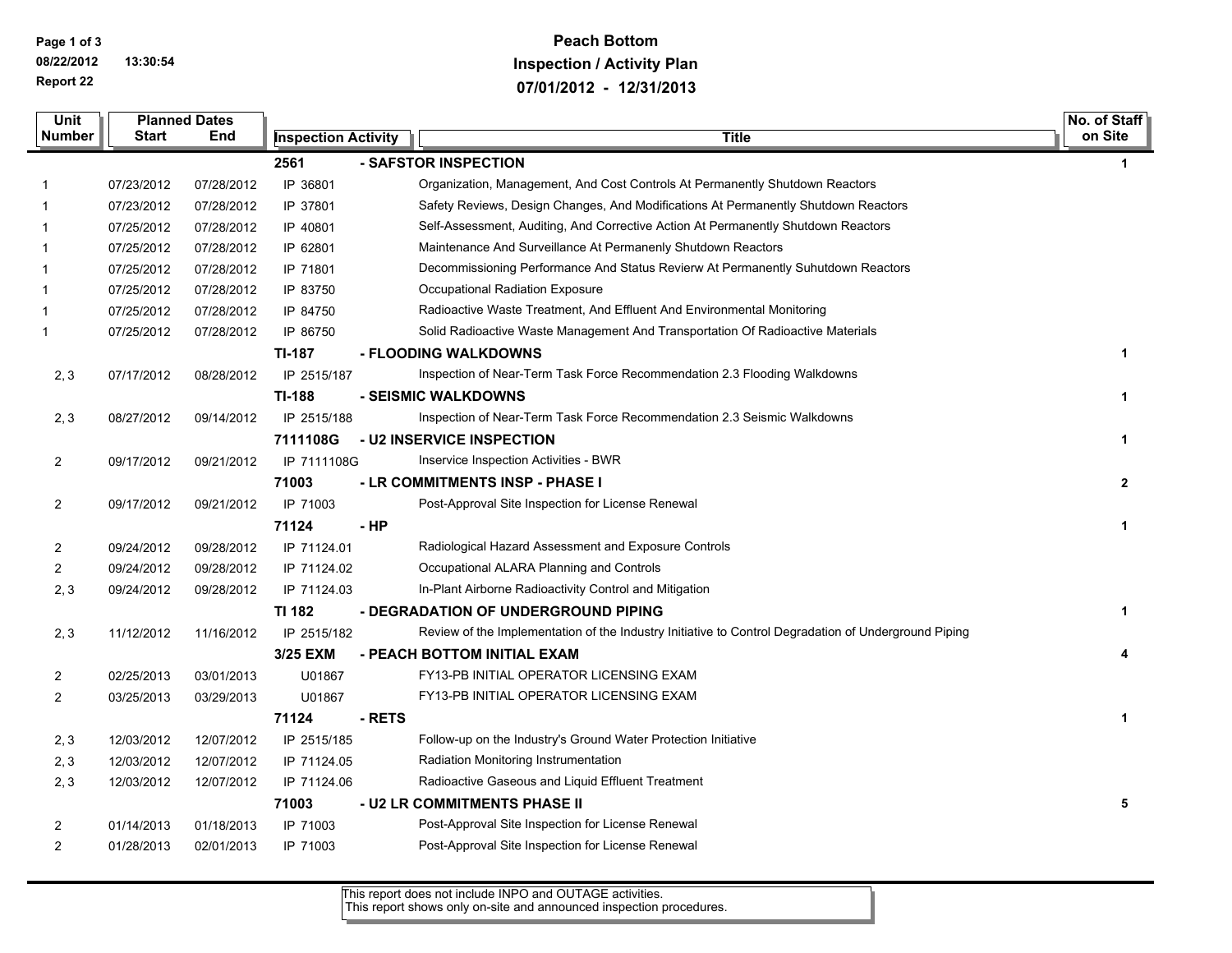# Peach Bottom
## Inspection / Activity Plan
## 07/01/2012 - 12/31/2013

Report 22

| Unit Number | Planned Dates Start | Planned Dates End | Inspection Activity | Title | No. of Staff on Site |
|---|---|---|---|---|---|
| | | | **2561** | **- SAFSTOR INSPECTION** | **1** |
| 1 | 07/23/2012 | 07/28/2012 | IP 36801 | Organization, Management, And Cost Controls At Permanently Shutdown Reactors | |
| 1 | 07/23/2012 | 07/28/2012 | IP 37801 | Safety Reviews, Design Changes, And Modifications At Permanently Shutdown Reactors | |
| 1 | 07/25/2012 | 07/28/2012 | IP 40801 | Self-Assessment, Auditing, And Corrective Action At Permanently Shutdown Reactors | |
| 1 | 07/25/2012 | 07/28/2012 | IP 62801 | Maintenance And Surveillance At Permanenly Shutdown Reactors | |
| 1 | 07/25/2012 | 07/28/2012 | IP 71801 | Decommissioning Performance And Status Revierw At Permanently Suhutdown Reactors | |
| 1 | 07/25/2012 | 07/28/2012 | IP 83750 | Occupational Radiation Exposure | |
| 1 | 07/25/2012 | 07/28/2012 | IP 84750 | Radioactive Waste Treatment, And Effluent And Environmental Monitoring | |
| 1 | 07/25/2012 | 07/28/2012 | IP 86750 | Solid Radioactive Waste Management And Transportation Of Radioactive Materials | |
| | | | **TI-187** | **- FLOODING WALKDOWNS** | **1** |
| 2, 3 | 07/17/2012 | 08/28/2012 | IP 2515/187 | Inspection of Near-Term Task Force Recommendation 2.3 Flooding Walkdowns | |
| | | | **TI-188** | **- SEISMIC WALKDOWNS** | **1** |
| 2, 3 | 08/27/2012 | 09/14/2012 | IP 2515/188 | Inspection of Near-Term Task Force Recommendation 2.3 Seismic Walkdowns | |
| | | | **7111108G** | **- U2 INSERVICE INSPECTION** | **1** |
| 2 | 09/17/2012 | 09/21/2012 | IP 7111108G | Inservice Inspection Activities - BWR | |
| | | | **71003** | **- LR COMMITMENTS INSP - PHASE I** | **2** |
| 2 | 09/17/2012 | 09/21/2012 | IP 71003 | Post-Approval Site Inspection for License Renewal | |
| | | | **71124** | **- HP** | **1** |
| 2 | 09/24/2012 | 09/28/2012 | IP 71124.01 | Radiological Hazard Assessment and Exposure Controls | |
| 2 | 09/24/2012 | 09/28/2012 | IP 71124.02 | Occupational ALARA Planning and Controls | |
| 2, 3 | 09/24/2012 | 09/28/2012 | IP 71124.03 | In-Plant Airborne Radioactivity Control and Mitigation | |
| | | | **TI 182** | **- DEGRADATION OF UNDERGROUND PIPING** | **1** |
| 2, 3 | 11/12/2012 | 11/16/2012 | IP 2515/182 | Review of the Implementation of the Industry Initiative to Control Degradation of Underground Piping | |
| | | | **3/25 EXM** | **- PEACH BOTTOM INITIAL EXAM** | **4** |
| 2 | 02/25/2013 | 03/01/2013 | U01867 | FY13-PB INITIAL OPERATOR LICENSING EXAM | |
| 2 | 03/25/2013 | 03/29/2013 | U01867 | FY13-PB INITIAL OPERATOR LICENSING EXAM | |
| | | | **71124** | **- RETS** | **1** |
| 2, 3 | 12/03/2012 | 12/07/2012 | IP 2515/185 | Follow-up on the Industry's Ground Water Protection Initiative | |
| 2, 3 | 12/03/2012 | 12/07/2012 | IP 71124.05 | Radiation Monitoring Instrumentation | |
| 2, 3 | 12/03/2012 | 12/07/2012 | IP 71124.06 | Radioactive Gaseous and Liquid Effluent Treatment | |
| | | | **71003** | **- U2 LR COMMITMENTS PHASE II** | **5** |
| 2 | 01/14/2013 | 01/18/2013 | IP 71003 | Post-Approval Site Inspection for License Renewal | |
| 2 | 01/28/2013 | 02/01/2013 | IP 71003 | Post-Approval Site Inspection for License Renewal | |

This report does not include INPO and OUTAGE activities.
This report shows only on-site and announced inspection procedures.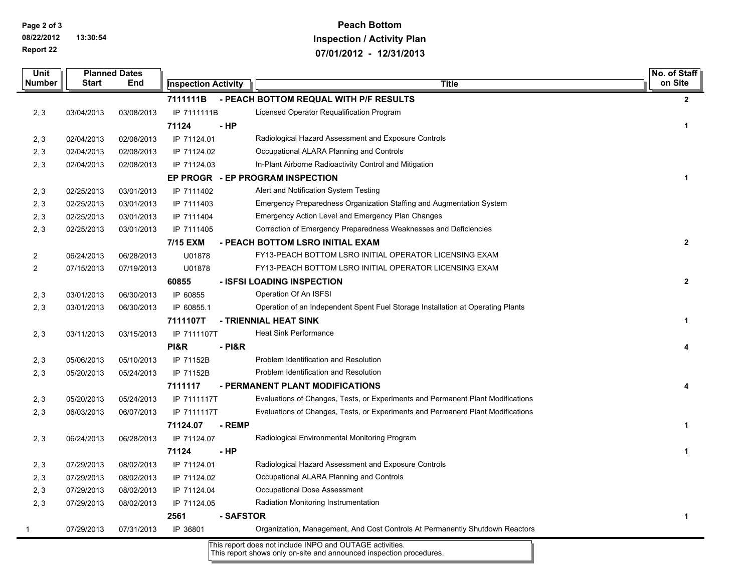# Peach Bottom
## Inspection / Activity Plan
## 07/01/2012 - 12/31/2013

| Unit Number | Planned Dates Start | Planned Dates End | Inspection Activity | Title | No. of Staff on Site |
|---|---|---|---|---|---|
| | | | **7111111B** | **- PEACH BOTTOM REQUAL WITH P/F RESULTS** | **2** |
| 2, 3 | 03/04/2013 | 03/08/2013 | IP 7111111B | Licensed Operator Requalification Program | |
| | | | **71124** | **- HP** | **1** |
| 2, 3 | 02/04/2013 | 02/08/2013 | IP 71124.01 | Radiological Hazard Assessment and Exposure Controls | |
| 2, 3 | 02/04/2013 | 02/08/2013 | IP 71124.02 | Occupational ALARA Planning and Controls | |
| 2, 3 | 02/04/2013 | 02/08/2013 | IP 71124.03 | In-Plant Airborne Radioactivity Control and Mitigation | |
| | | | **EP PROGR** | **- EP PROGRAM INSPECTION** | **1** |
| 2, 3 | 02/25/2013 | 03/01/2013 | IP 7111402 | Alert and Notification System Testing | |
| 2, 3 | 02/25/2013 | 03/01/2013 | IP 7111403 | Emergency Preparedness Organization Staffing and Augmentation System | |
| 2, 3 | 02/25/2013 | 03/01/2013 | IP 7111404 | Emergency Action Level and Emergency Plan Changes | |
| 2, 3 | 02/25/2013 | 03/01/2013 | IP 7111405 | Correction of Emergency Preparedness Weaknesses and Deficiencies | |
| | | | **7/15 EXM** | **- PEACH BOTTOM LSRO INITIAL EXAM** | **2** |
| 2 | 06/24/2013 | 06/28/2013 | U01878 | FY13-PEACH BOTTOM LSRO INITIAL OPERATOR LICENSING EXAM | |
| 2 | 07/15/2013 | 07/19/2013 | U01878 | FY13-PEACH BOTTOM LSRO INITIAL OPERATOR LICENSING EXAM | |
| | | | **60855** | **- ISFSI LOADING INSPECTION** | **2** |
| 2, 3 | 03/01/2013 | 06/30/2013 | IP 60855 | Operation Of An ISFSI | |
| 2, 3 | 03/01/2013 | 06/30/2013 | IP 60855.1 | Operation of an Independent Spent Fuel Storage Installation at Operating Plants | |
| | | | **7111107T** | **- TRIENNIAL HEAT SINK** | **1** |
| 2, 3 | 03/11/2013 | 03/15/2013 | IP 7111107T | Heat Sink Performance | |
| | | | **PI&R** | **- PI&R** | **4** |
| 2, 3 | 05/06/2013 | 05/10/2013 | IP 71152B | Problem Identification and Resolution | |
| 2, 3 | 05/20/2013 | 05/24/2013 | IP 71152B | Problem Identification and Resolution | |
| | | | **7111117** | **- PERMANENT PLANT MODIFICATIONS** | **4** |
| 2, 3 | 05/20/2013 | 05/24/2013 | IP 7111117T | Evaluations of Changes, Tests, or Experiments and Permanent Plant Modifications | |
| 2, 3 | 06/03/2013 | 06/07/2013 | IP 7111117T | Evaluations of Changes, Tests, or Experiments and Permanent Plant Modifications | |
| | | | **71124.07** | **- REMP** | **1** |
| 2, 3 | 06/24/2013 | 06/28/2013 | IP 71124.07 | Radiological Environmental Monitoring Program | |
| | | | **71124** | **- HP** | **1** |
| 2, 3 | 07/29/2013 | 08/02/2013 | IP 71124.01 | Radiological Hazard Assessment and Exposure Controls | |
| 2, 3 | 07/29/2013 | 08/02/2013 | IP 71124.02 | Occupational ALARA Planning and Controls | |
| 2, 3 | 07/29/2013 | 08/02/2013 | IP 71124.04 | Occupational Dose Assessment | |
| 2, 3 | 07/29/2013 | 08/02/2013 | IP 71124.05 | Radiation Monitoring Instrumentation | |
| | | | **2561** | **- SAFSTOR** | **1** |
| 1 | 07/29/2013 | 07/31/2013 | IP 36801 | Organization, Management, And Cost Controls At Permanently Shutdown Reactors | |

This report does not include INPO and OUTAGE activities.
This report shows only on-site and announced inspection procedures.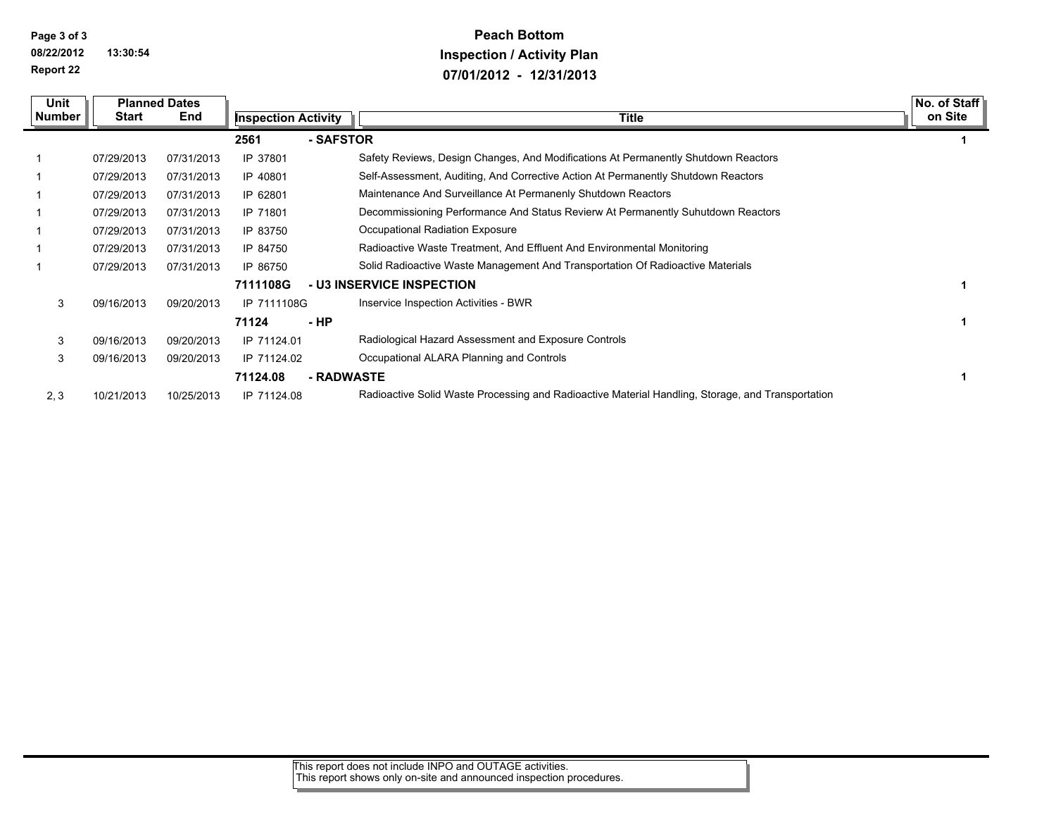# Peach Bottom
## Inspection / Activity Plan
## 07/01/2012 - 12/31/2013

| Unit Number | Planned Dates Start | Planned Dates End | Inspection Activity | Title | No. of Staff on Site |
|---|---|---|---|---|---|
| | | | **2561** | **- SAFSTOR** | **1** |
| 1 | 07/29/2013 | 07/31/2013 | IP 37801 | Safety Reviews, Design Changes, And Modifications At Permanently Shutdown Reactors | |
| 1 | 07/29/2013 | 07/31/2013 | IP 40801 | Self-Assessment, Auditing, And Corrective Action At Permanently Shutdown Reactors | |
| 1 | 07/29/2013 | 07/31/2013 | IP 62801 | Maintenance And Surveillance At Permanenly Shutdown Reactors | |
| 1 | 07/29/2013 | 07/31/2013 | IP 71801 | Decommissioning Performance And Status Revierw At Permanently Suhutdown Reactors | |
| 1 | 07/29/2013 | 07/31/2013 | IP 83750 | Occupational Radiation Exposure | |
| 1 | 07/29/2013 | 07/31/2013 | IP 84750 | Radioactive Waste Treatment, And Effluent And Environmental Monitoring | |
| 1 | 07/29/2013 | 07/31/2013 | IP 86750 | Solid Radioactive Waste Management And Transportation Of Radioactive Materials | |
| | | | **7111108G** | **- U3 INSERVICE INSPECTION** | **1** |
| 3 | 09/16/2013 | 09/20/2013 | IP 7111108G | Inservice Inspection Activities - BWR | |
| | | | **71124** | **- HP** | **1** |
| 3 | 09/16/2013 | 09/20/2013 | IP 71124.01 | Radiological Hazard Assessment and Exposure Controls | |
| 3 | 09/16/2013 | 09/20/2013 | IP 71124.02 | Occupational ALARA Planning and Controls | |
| | | | **71124.08** | **- RADWASTE** | **1** |
| 2, 3 | 10/21/2013 | 10/25/2013 | IP 71124.08 | Radioactive Solid Waste Processing and Radioactive Material Handling, Storage, and Transportation | |

This report does not include INPO and OUTAGE activities.
This report shows only on-site and announced inspection procedures.